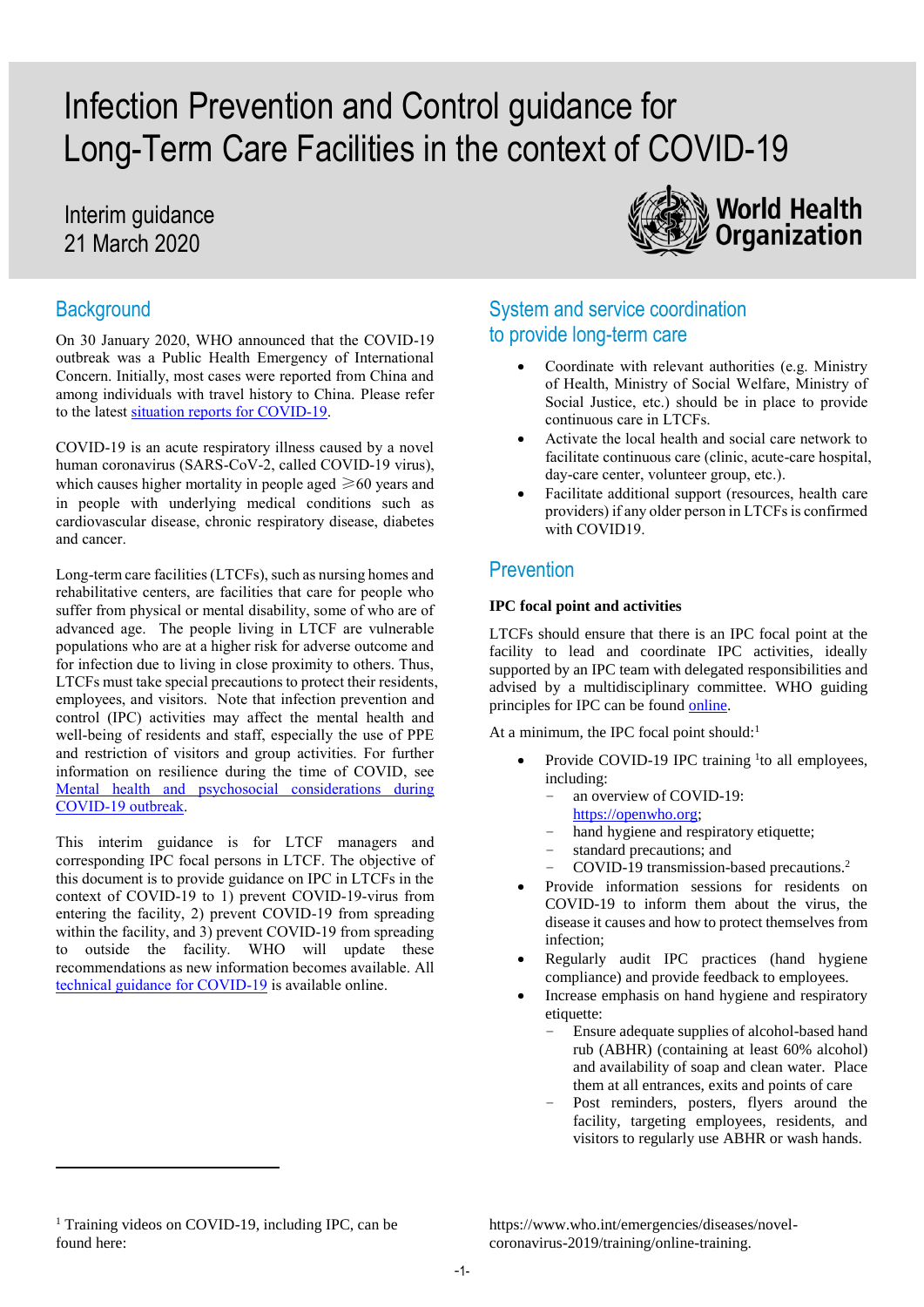# Infection Prevention and Control guidance for Long-Term Care Facilities in the context of COVID-19

Interim guidance
21 March 2020

## Background

On 30 January 2020, WHO announced that the COVID-19 outbreak was a Public Health Emergency of International Concern. Initially, most cases were reported from China and among individuals with travel history to China. Please refer to the latest situation reports for COVID-19.

COVID-19 is an acute respiratory illness caused by a novel human coronavirus (SARS-CoV-2, called COVID-19 virus), which causes higher mortality in people aged ⩾60 years and in people with underlying medical conditions such as cardiovascular disease, chronic respiratory disease, diabetes and cancer.

Long-term care facilities (LTCFs), such as nursing homes and rehabilitative centers, are facilities that care for people who suffer from physical or mental disability, some of who are of advanced age. The people living in LTCF are vulnerable populations who are at a higher risk for adverse outcome and for infection due to living in close proximity to others. Thus, LTCFs must take special precautions to protect their residents, employees, and visitors. Note that infection prevention and control (IPC) activities may affect the mental health and well-being of residents and staff, especially the use of PPE and restriction of visitors and group activities. For further information on resilience during the time of COVID, see Mental health and psychosocial considerations during COVID-19 outbreak.

This interim guidance is for LTCF managers and corresponding IPC focal persons in LTCF. The objective of this document is to provide guidance on IPC in LTCFs in the context of COVID-19 to 1) prevent COVID-19-virus from entering the facility, 2) prevent COVID-19 from spreading within the facility, and 3) prevent COVID-19 from spreading to outside the facility. WHO will update these recommendations as new information becomes available. All technical guidance for COVID-19 is available online.

## System and service coordination to provide long-term care

- Coordinate with relevant authorities (e.g. Ministry of Health, Ministry of Social Welfare, Ministry of Social Justice, etc.) should be in place to provide continuous care in LTCFs.
- Activate the local health and social care network to facilitate continuous care (clinic, acute-care hospital, day-care center, volunteer group, etc.).
- Facilitate additional support (resources, health care providers) if any older person in LTCFs is confirmed with COVID19.

## Prevention

**IPC focal point and activities**

LTCFs should ensure that there is an IPC focal point at the facility to lead and coordinate IPC activities, ideally supported by an IPC team with delegated responsibilities and advised by a multidisciplinary committee. WHO guiding principles for IPC can be found online.

At a minimum, the IPC focal point should:[1]

- Provide COVID-19 IPC training [1]to all employees, including:
  - an overview of COVID-19: https://openwho.org;
  - hand hygiene and respiratory etiquette;
  - standard precautions; and
  - COVID-19 transmission-based precautions.[2]
- Provide information sessions for residents on COVID-19 to inform them about the virus, the disease it causes and how to protect themselves from infection;
- Regularly audit IPC practices (hand hygiene compliance) and provide feedback to employees.
- Increase emphasis on hand hygiene and respiratory etiquette:
  - Ensure adequate supplies of alcohol-based hand rub (ABHR) (containing at least 60% alcohol) and availability of soap and clean water. Place them at all entrances, exits and points of care
  - Post reminders, posters, flyers around the facility, targeting employees, residents, and visitors to regularly use ABHR or wash hands.

---

[1] Training videos on COVID-19, including IPC, can be found here: https://www.who.int/emergencies/diseases/novel-coronavirus-2019/training/online-training.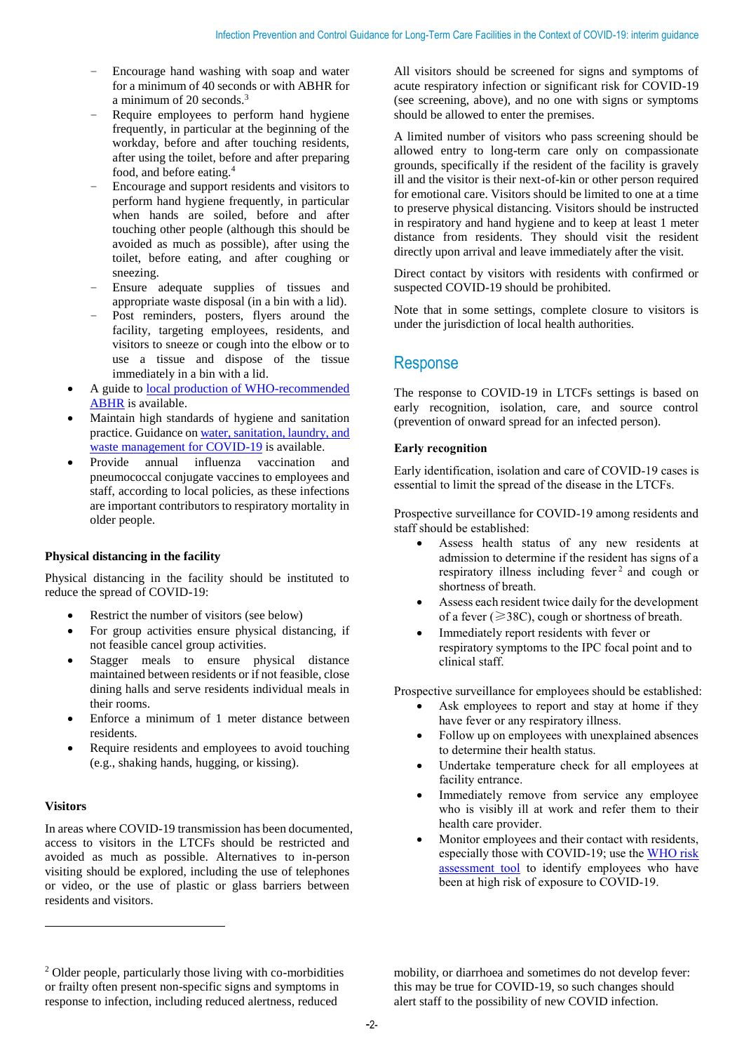- Encourage hand washing with soap and water for a minimum of 40 seconds or with ABHR for a minimum of 20 seconds.[3]
  - Require employees to perform hand hygiene frequently, in particular at the beginning of the workday, before and after touching residents, after using the toilet, before and after preparing food, and before eating.[4]
  - Encourage and support residents and visitors to perform hand hygiene frequently, in particular when hands are soiled, before and after touching other people (although this should be avoided as much as possible), after using the toilet, before eating, and after coughing or sneezing.
  - Ensure adequate supplies of tissues and appropriate waste disposal (in a bin with a lid).
  - Post reminders, posters, flyers around the facility, targeting employees, residents, and visitors to sneeze or cough into the elbow or to use a tissue and dispose of the tissue immediately in a bin with a lid.
- A guide to local production of WHO-recommended ABHR is available.
- Maintain high standards of hygiene and sanitation practice. Guidance on water, sanitation, laundry, and waste management for COVID-19 is available.
- Provide annual influenza vaccination and pneumococcal conjugate vaccines to employees and staff, according to local policies, as these infections are important contributors to respiratory mortality in older people.

**Physical distancing in the facility**

Physical distancing in the facility should be instituted to reduce the spread of COVID-19:

- Restrict the number of visitors (see below)
- For group activities ensure physical distancing, if not feasible cancel group activities.
- Stagger meals to ensure physical distance maintained between residents or if not feasible, close dining halls and serve residents individual meals in their rooms.
- Enforce a minimum of 1 meter distance between residents.
- Require residents and employees to avoid touching (e.g., shaking hands, hugging, or kissing).

**Visitors**

In areas where COVID-19 transmission has been documented, access to visitors in the LTCFs should be restricted and avoided as much as possible. Alternatives to in-person visiting should be explored, including the use of telephones or video, or the use of plastic or glass barriers between residents and visitors.

All visitors should be screened for signs and symptoms of acute respiratory infection or significant risk for COVID-19 (see screening, above), and no one with signs or symptoms should be allowed to enter the premises.

A limited number of visitors who pass screening should be allowed entry to long-term care only on compassionate grounds, specifically if the resident of the facility is gravely ill and the visitor is their next-of-kin or other person required for emotional care. Visitors should be limited to one at a time to preserve physical distancing. Visitors should be instructed in respiratory and hand hygiene and to keep at least 1 meter distance from residents. They should visit the resident directly upon arrival and leave immediately after the visit.

Direct contact by visitors with residents with confirmed or suspected COVID-19 should be prohibited.

Note that in some settings, complete closure to visitors is under the jurisdiction of local health authorities.

## Response

The response to COVID-19 in LTCFs settings is based on early recognition, isolation, care, and source control (prevention of onward spread for an infected person).

**Early recognition**

Early identification, isolation and care of COVID-19 cases is essential to limit the spread of the disease in the LTCFs.

Prospective surveillance for COVID-19 among residents and staff should be established:

- Assess health status of any new residents at admission to determine if the resident has signs of a respiratory illness including fever[2] and cough or shortness of breath.
- Assess each resident twice daily for the development of a fever (⩾38C), cough or shortness of breath.
- Immediately report residents with fever or respiratory symptoms to the IPC focal point and to clinical staff.

Prospective surveillance for employees should be established:

- Ask employees to report and stay at home if they have fever or any respiratory illness.
- Follow up on employees with unexplained absences to determine their health status.
- Undertake temperature check for all employees at facility entrance.
- Immediately remove from service any employee who is visibly ill at work and refer them to their health care provider.
- Monitor employees and their contact with residents, especially those with COVID-19; use the WHO risk assessment tool to identify employees who have been at high risk of exposure to COVID-19.

---

[2] Older people, particularly those living with co-morbidities or frailty often present non-specific signs and symptoms in response to infection, including reduced alertness, reduced mobility, or diarrhoea and sometimes do not develop fever: this may be true for COVID-19, so such changes should alert staff to the possibility of new COVID infection.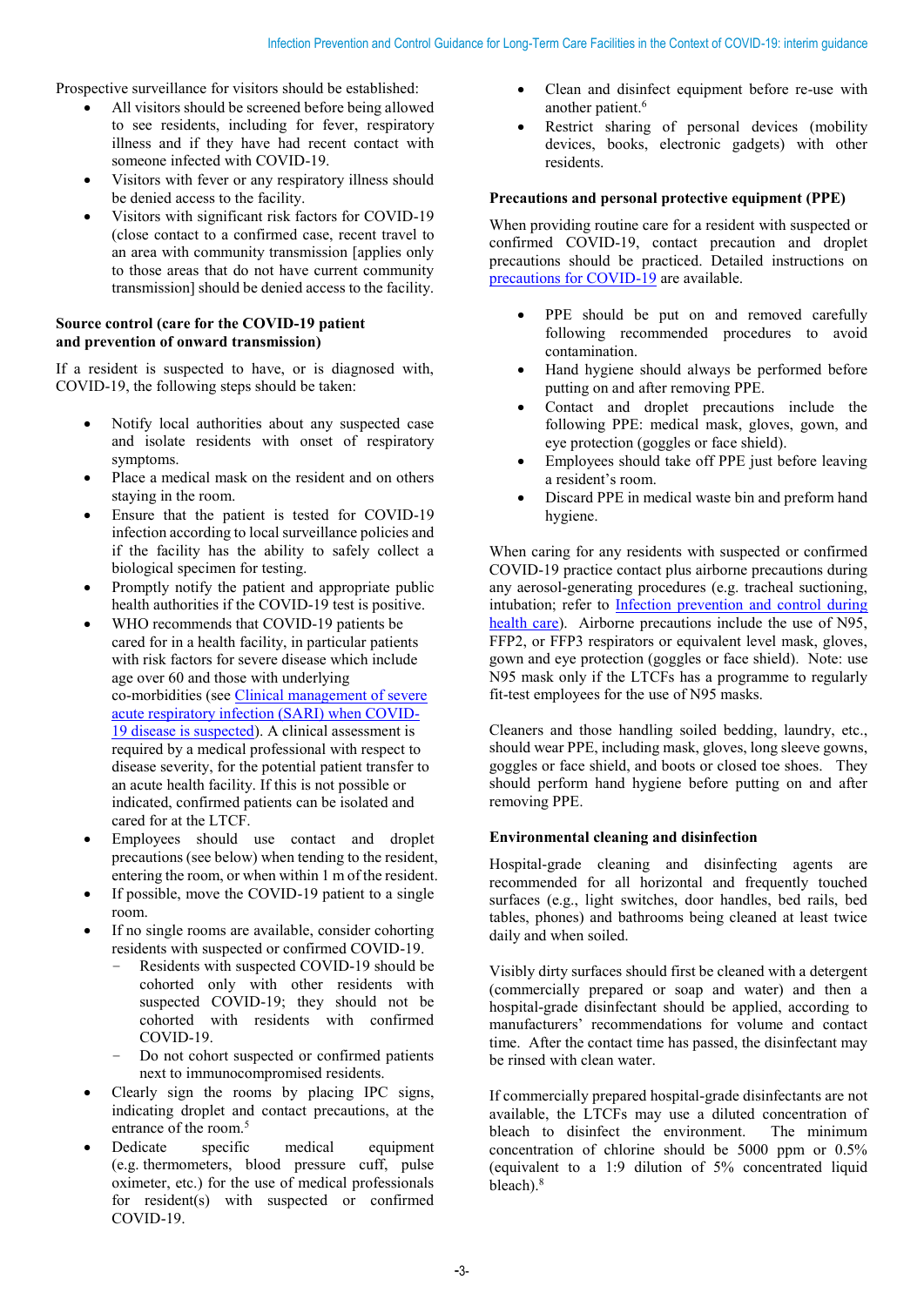Prospective surveillance for visitors should be established:

- All visitors should be screened before being allowed to see residents, including for fever, respiratory illness and if they have had recent contact with someone infected with COVID-19.
- Visitors with fever or any respiratory illness should be denied access to the facility.
- Visitors with significant risk factors for COVID-19 (close contact to a confirmed case, recent travel to an area with community transmission [applies only to those areas that do not have current community transmission] should be denied access to the facility.

**Source control (care for the COVID-19 patient and prevention of onward transmission)**

If a resident is suspected to have, or is diagnosed with, COVID-19, the following steps should be taken:

- Notify local authorities about any suspected case and isolate residents with onset of respiratory symptoms.
- Place a medical mask on the resident and on others staying in the room.
- Ensure that the patient is tested for COVID-19 infection according to local surveillance policies and if the facility has the ability to safely collect a biological specimen for testing.
- Promptly notify the patient and appropriate public health authorities if the COVID-19 test is positive.
- WHO recommends that COVID-19 patients be cared for in a health facility, in particular patients with risk factors for severe disease which include age over 60 and those with underlying co-morbidities (see Clinical management of severe acute respiratory infection (SARI) when COVID-19 disease is suspected). A clinical assessment is required by a medical professional with respect to disease severity, for the potential patient transfer to an acute health facility. If this is not possible or indicated, confirmed patients can be isolated and cared for at the LTCF.
- Employees should use contact and droplet precautions (see below) when tending to the resident, entering the room, or when within 1 m of the resident.
- If possible, move the COVID-19 patient to a single room.
- If no single rooms are available, consider cohorting residents with suspected or confirmed COVID-19.
  - Residents with suspected COVID-19 should be cohorted only with other residents with suspected COVID-19; they should not be cohorted with residents with confirmed COVID-19.
  - Do not cohort suspected or confirmed patients next to immunocompromised residents.
- Clearly sign the rooms by placing IPC signs, indicating droplet and contact precautions, at the entrance of the room.[5]
- Dedicate specific medical equipment (e.g. thermometers, blood pressure cuff, pulse oximeter, etc.) for the use of medical professionals for resident(s) with suspected or confirmed COVID-19.
- Clean and disinfect equipment before re-use with another patient.[6]
- Restrict sharing of personal devices (mobility devices, books, electronic gadgets) with other residents.

**Precautions and personal protective equipment (PPE)**

When providing routine care for a resident with suspected or confirmed COVID-19, contact precaution and droplet precautions should be practiced. Detailed instructions on precautions for COVID-19 are available.

- PPE should be put on and removed carefully following recommended procedures to avoid contamination.
- Hand hygiene should always be performed before putting on and after removing PPE.
- Contact and droplet precautions include the following PPE: medical mask, gloves, gown, and eye protection (goggles or face shield).
- Employees should take off PPE just before leaving a resident's room.
- Discard PPE in medical waste bin and preform hand hygiene.

When caring for any residents with suspected or confirmed COVID-19 practice contact plus airborne precautions during any aerosol-generating procedures (e.g. tracheal suctioning, intubation; refer to Infection prevention and control during health care). Airborne precautions include the use of N95, FFP2, or FFP3 respirators or equivalent level mask, gloves, gown and eye protection (goggles or face shield). Note: use N95 mask only if the LTCFs has a programme to regularly fit-test employees for the use of N95 masks.

Cleaners and those handling soiled bedding, laundry, etc., should wear PPE, including mask, gloves, long sleeve gowns, goggles or face shield, and boots or closed toe shoes. They should perform hand hygiene before putting on and after removing PPE.

**Environmental cleaning and disinfection**

Hospital-grade cleaning and disinfecting agents are recommended for all horizontal and frequently touched surfaces (e.g., light switches, door handles, bed rails, bed tables, phones) and bathrooms being cleaned at least twice daily and when soiled.

Visibly dirty surfaces should first be cleaned with a detergent (commercially prepared or soap and water) and then a hospital-grade disinfectant should be applied, according to manufacturers' recommendations for volume and contact time. After the contact time has passed, the disinfectant may be rinsed with clean water.

If commercially prepared hospital-grade disinfectants are not available, the LTCFs may use a diluted concentration of bleach to disinfect the environment. The minimum concentration of chlorine should be 5000 ppm or 0.5% (equivalent to a 1:9 dilution of 5% concentrated liquid bleach).[8]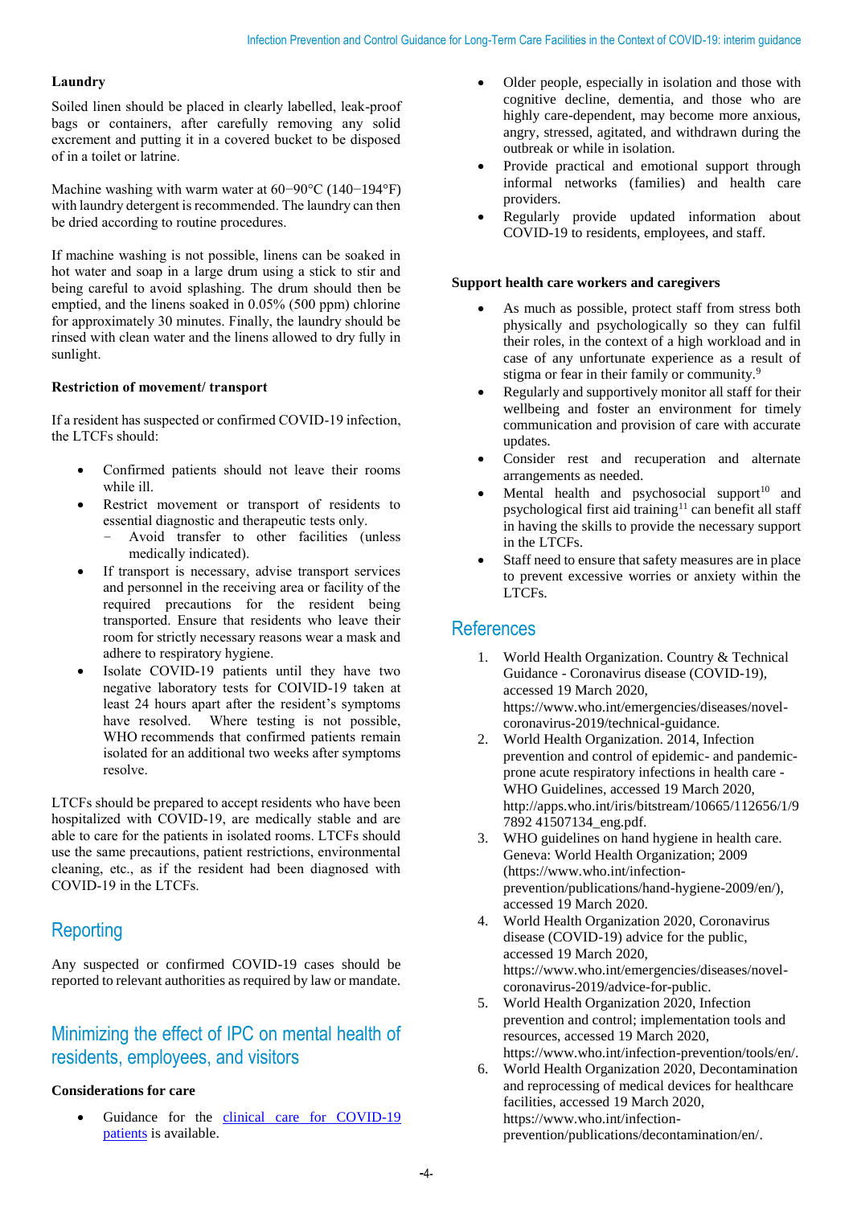**Laundry**

Soiled linen should be placed in clearly labelled, leak-proof bags or containers, after carefully removing any solid excrement and putting it in a covered bucket to be disposed of in a toilet or latrine.

Machine washing with warm water at 60−90°C (140−194°F) with laundry detergent is recommended. The laundry can then be dried according to routine procedures.

If machine washing is not possible, linens can be soaked in hot water and soap in a large drum using a stick to stir and being careful to avoid splashing. The drum should then be emptied, and the linens soaked in 0.05% (500 ppm) chlorine for approximately 30 minutes. Finally, the laundry should be rinsed with clean water and the linens allowed to dry fully in sunlight.

**Restriction of movement/ transport**

If a resident has suspected or confirmed COVID-19 infection, the LTCFs should:

- Confirmed patients should not leave their rooms while ill.
- Restrict movement or transport of residents to essential diagnostic and therapeutic tests only.
  - Avoid transfer to other facilities (unless medically indicated).
- If transport is necessary, advise transport services and personnel in the receiving area or facility of the required precautions for the resident being transported. Ensure that residents who leave their room for strictly necessary reasons wear a mask and adhere to respiratory hygiene.
- Isolate COVID-19 patients until they have two negative laboratory tests for COIVID-19 taken at least 24 hours apart after the resident's symptoms have resolved. Where testing is not possible, WHO recommends that confirmed patients remain isolated for an additional two weeks after symptoms resolve.

LTCFs should be prepared to accept residents who have been hospitalized with COVID-19, are medically stable and are able to care for the patients in isolated rooms. LTCFs should use the same precautions, patient restrictions, environmental cleaning, etc., as if the resident had been diagnosed with COVID-19 in the LTCFs.

## Reporting

Any suspected or confirmed COVID-19 cases should be reported to relevant authorities as required by law or mandate.

## Minimizing the effect of IPC on mental health of residents, employees, and visitors

**Considerations for care**

- Guidance for the clinical care for COVID-19 patients is available.
- Older people, especially in isolation and those with cognitive decline, dementia, and those who are highly care-dependent, may become more anxious, angry, stressed, agitated, and withdrawn during the outbreak or while in isolation.
- Provide practical and emotional support through informal networks (families) and health care providers.
- Regularly provide updated information about COVID-19 to residents, employees, and staff.

**Support health care workers and caregivers**

- As much as possible, protect staff from stress both physically and psychologically so they can fulfil their roles, in the context of a high workload and in case of any unfortunate experience as a result of stigma or fear in their family or community.[9]
- Regularly and supportively monitor all staff for their wellbeing and foster an environment for timely communication and provision of care with accurate updates.
- Consider rest and recuperation and alternate arrangements as needed.
- Mental health and psychosocial support[10] and psychological first aid training[11] can benefit all staff in having the skills to provide the necessary support in the LTCFs.
- Staff need to ensure that safety measures are in place to prevent excessive worries or anxiety within the LTCFs.

## References

1. World Health Organization. Country & Technical Guidance - Coronavirus disease (COVID-19), accessed 19 March 2020, https://www.who.int/emergencies/diseases/novel-coronavirus-2019/technical-guidance.
2. World Health Organization. 2014, Infection prevention and control of epidemic- and pandemic-prone acute respiratory infections in health care - WHO Guidelines, accessed 19 March 2020, http://apps.who.int/iris/bitstream/10665/112656/1/97892 41507134_eng.pdf.
3. WHO guidelines on hand hygiene in health care. Geneva: World Health Organization; 2009 (https://www.who.int/infection-prevention/publications/hand-hygiene-2009/en/), accessed 19 March 2020.
4. World Health Organization 2020, Coronavirus disease (COVID-19) advice for the public, accessed 19 March 2020, https://www.who.int/emergencies/diseases/novel-coronavirus-2019/advice-for-public.
5. World Health Organization 2020, Infection prevention and control; implementation tools and resources, accessed 19 March 2020, https://www.who.int/infection-prevention/tools/en/.
6. World Health Organization 2020, Decontamination and reprocessing of medical devices for healthcare facilities, accessed 19 March 2020, https://www.who.int/infection-prevention/publications/decontamination/en/.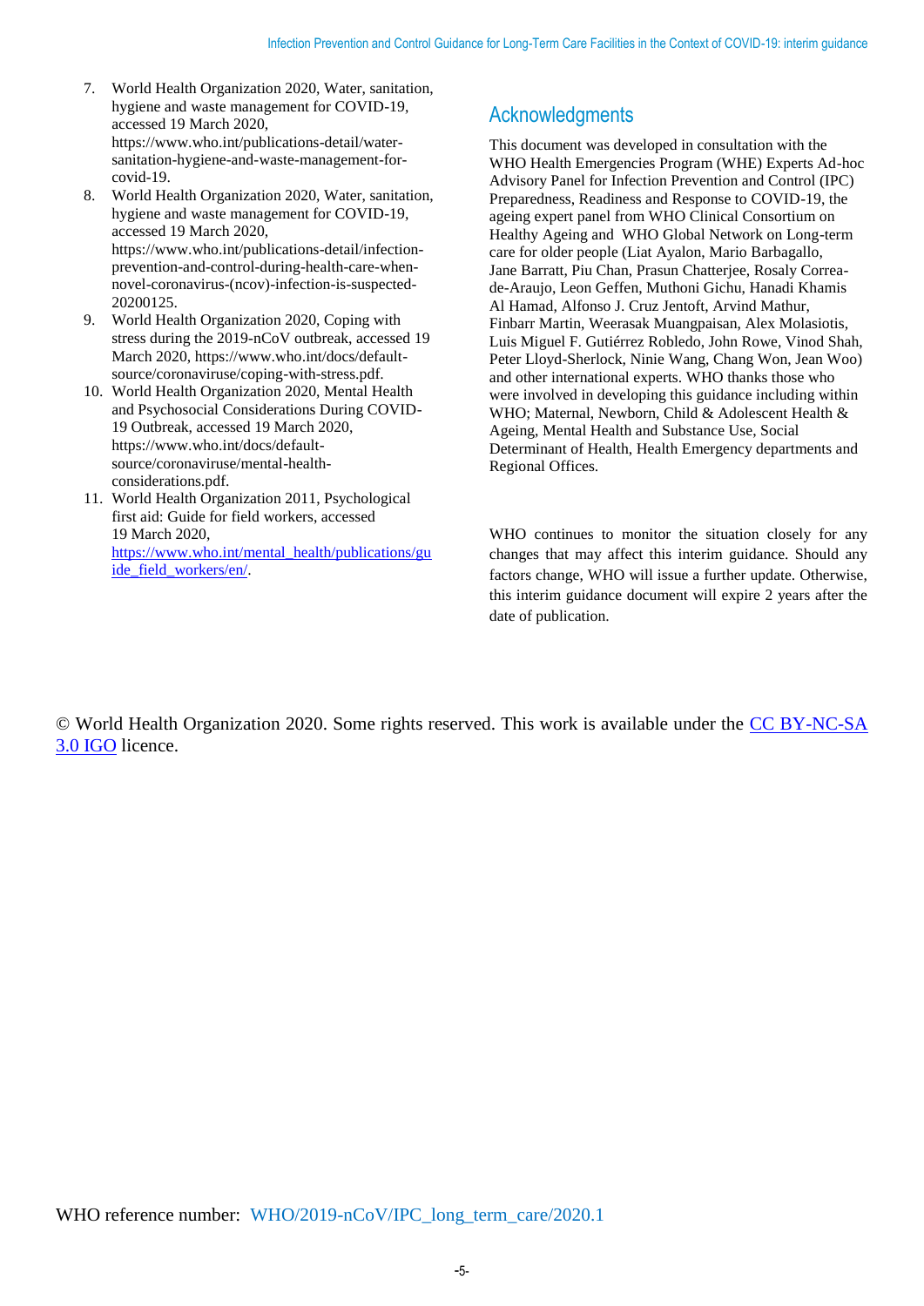7. World Health Organization 2020, Water, sanitation, hygiene and waste management for COVID-19, accessed 19 March 2020, https://www.who.int/publications-detail/water-sanitation-hygiene-and-waste-management-for-covid-19.
8. World Health Organization 2020, Water, sanitation, hygiene and waste management for COVID-19, accessed 19 March 2020, https://www.who.int/publications-detail/infection-prevention-and-control-during-health-care-when-novel-coronavirus-(ncov)-infection-is-suspected-20200125.
9. World Health Organization 2020, Coping with stress during the 2019-nCoV outbreak, accessed 19 March 2020, https://www.who.int/docs/default-source/coronaviruse/coping-with-stress.pdf.
10. World Health Organization 2020, Mental Health and Psychosocial Considerations During COVID-19 Outbreak, accessed 19 March 2020, https://www.who.int/docs/default-source/coronaviruse/mental-health-considerations.pdf.
11. World Health Organization 2011, Psychological first aid: Guide for field workers, accessed 19 March 2020, [https://www.who.int/mental_health/publications/guide_field_workers/en/](https://www.who.int/mental_health/publications/guide_field_workers/en/).

## Acknowledgments

This document was developed in consultation with the WHO Health Emergencies Program (WHE) Experts Ad-hoc Advisory Panel for Infection Prevention and Control (IPC) Preparedness, Readiness and Response to COVID-19, the ageing expert panel from WHO Clinical Consortium on Healthy Ageing and WHO Global Network on Long-term care for older people (Liat Ayalon, Mario Barbagallo, Jane Barratt, Piu Chan, Prasun Chatterjee, Rosaly Correa-de-Araujo, Leon Geffen, Muthoni Gichu, Hanadi Khamis Al Hamad, Alfonso J. Cruz Jentoft, Arvind Mathur, Finbarr Martin, Weerasak Muangpaisan, Alex Molasiotis, Luis Miguel F. Gutiérrez Robledo, John Rowe, Vinod Shah, Peter Lloyd-Sherlock, Ninie Wang, Chang Won, Jean Woo) and other international experts. WHO thanks those who were involved in developing this guidance including within WHO; Maternal, Newborn, Child & Adolescent Health & Ageing, Mental Health and Substance Use, Social Determinant of Health, Health Emergency departments and Regional Offices.

WHO continues to monitor the situation closely for any changes that may affect this interim guidance. Should any factors change, WHO will issue a further update. Otherwise, this interim guidance document will expire 2 years after the date of publication.

© World Health Organization 2020. Some rights reserved. This work is available under the [CC BY-NC-SA 3.0 IGO](https://creativecommons.org/licenses/by-nc-sa/3.0/igo) licence.

WHO reference number: WHO/2019-nCoV/IPC_long_term_care/2020.1